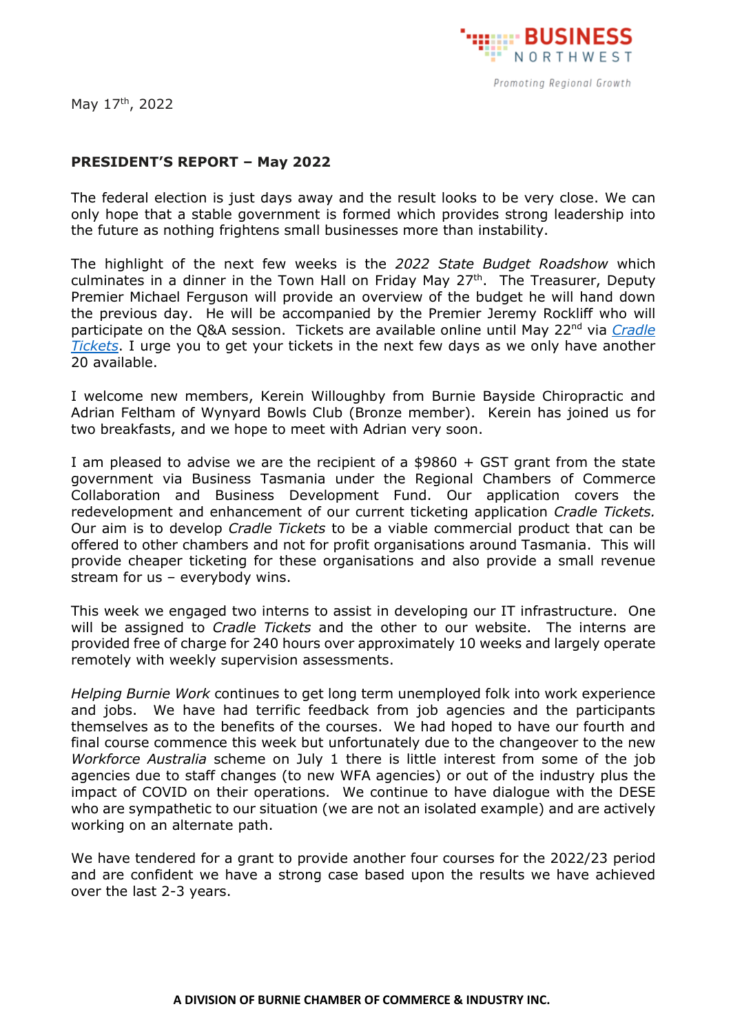May 17th, 2022

**PRESIDENT'S REPORT – May 2022**

The federal election is just days away and the result looks to be very close. We can only hope that a stable government is formed which provides strong leadership into the future as nothing frightens small businesses more than instability.

The highlight of the next few weeks is the *2022 State Budget Roadshow* which culminates in a dinner in the Town Hall on Friday May 27th. The Treasurer, Deputy Premier Michael Ferguson will provide an overview of the budget he will hand down the previous day. He will be accompanied by the Premier Jeremy Rockliff who will participate on the Q&A session. Tickets are available online until May 22nd via *Cradle Tickets*. I urge you to get your tickets in the next few days as we only have another 20 available.

I welcome new members, Kerein Willoughby from Burnie Bayside Chiropractic and Adrian Feltham of Wynyard Bowls Club (Bronze member). Kerein has joined us for two breakfasts, and we hope to meet with Adrian very soon.

I am pleased to advise we are the recipient of a $9860 + GST grant from the state government via Business Tasmania under the Regional Chambers of Commerce Collaboration and Business Development Fund. Our application covers the redevelopment and enhancement of our current ticketing application *Cradle Tickets.* Our aim is to develop *Cradle Tickets* to be a viable commercial product that can be offered to other chambers and not for profit organisations around Tasmania. This will provide cheaper ticketing for these organisations and also provide a small revenue stream for us – everybody wins.

This week we engaged two interns to assist in developing our IT infrastructure. One will be assigned to *Cradle Tickets* and the other to our website. The interns are provided free of charge for 240 hours over approximately 10 weeks and largely operate remotely with weekly supervision assessments.

*Helping Burnie Work* continues to get long term unemployed folk into work experience and jobs. We have had terrific feedback from job agencies and the participants themselves as to the benefits of the courses. We had hoped to have our fourth and final course commence this week but unfortunately due to the changeover to the new *Workforce Australia* scheme on July 1 there is little interest from some of the job agencies due to staff changes (to new WFA agencies) or out of the industry plus the impact of COVID on their operations. We continue to have dialogue with the DESE who are sympathetic to our situation (we are not an isolated example) and are actively working on an alternate path.

We have tendered for a grant to provide another four courses for the 2022/23 period and are confident we have a strong case based upon the results we have achieved over the last 2-3 years.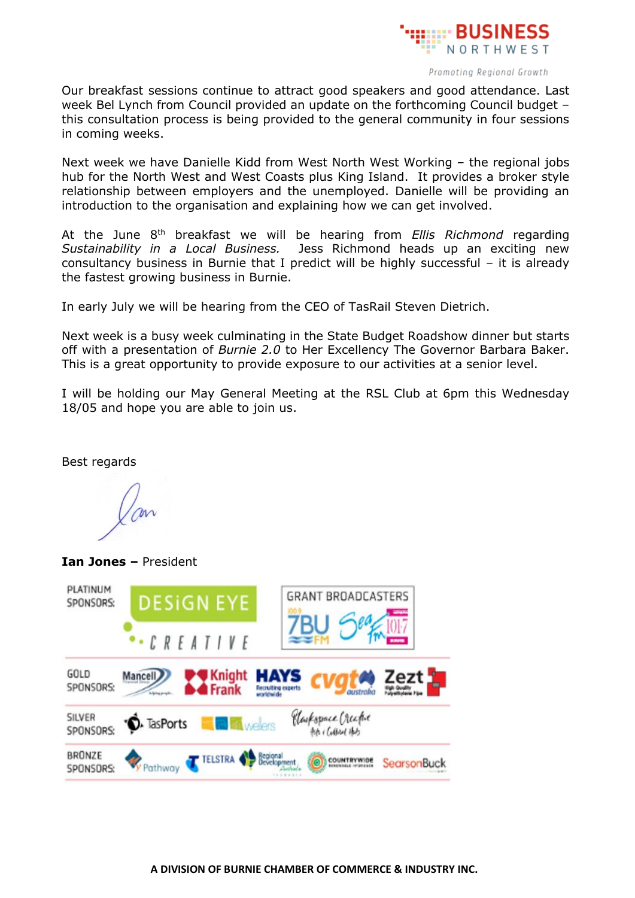Our breakfast sessions continue to attract good speakers and good attendance. Last week Bel Lynch from Council provided an update on the forthcoming Council budget – this consultation process is being provided to the general community in four sessions in coming weeks.

Next week we have Danielle Kidd from West North West Working – the regional jobs hub for the North West and West Coasts plus King Island. It provides a broker style relationship between employers and the unemployed. Danielle will be providing an introduction to the organisation and explaining how we can get involved.

At the June 8th breakfast we will be hearing from *Ellis Richmond* regarding *Sustainability in a Local Business.* Jess Richmond heads up an exciting new consultancy business in Burnie that I predict will be highly successful – it is already the fastest growing business in Burnie.

In early July we will be hearing from the CEO of TasRail Steven Dietrich.

Next week is a busy week culminating in the State Budget Roadshow dinner but starts off with a presentation of *Burnie 2.0* to Her Excellency The Governor Barbara Baker. This is a great opportunity to provide exposure to our activities at a senior level.

I will be holding our May General Meeting at the RSL Club at 6pm this Wednesday 18/05 and hope you are able to join us.

Best regards

**Ian Jones –** President

PLATINUM SPONSORS: DESiGN EYE CREATIVE; GRANT BROADCASTERS 7BU Sea FM 101.7

GOLD SPONSORS: Mancell; Knight Frank; HAYS; cvgt australia; Zezt

SILVER SPONSORS: TasPorts; Welers; Blackspace Creative

BRONZE SPONSORS: Pathway; Telstra; Regional Development Australia; Countrywide; SearsonBuck

A DIVISION OF BURNIE CHAMBER OF COMMERCE & INDUSTRY INC.